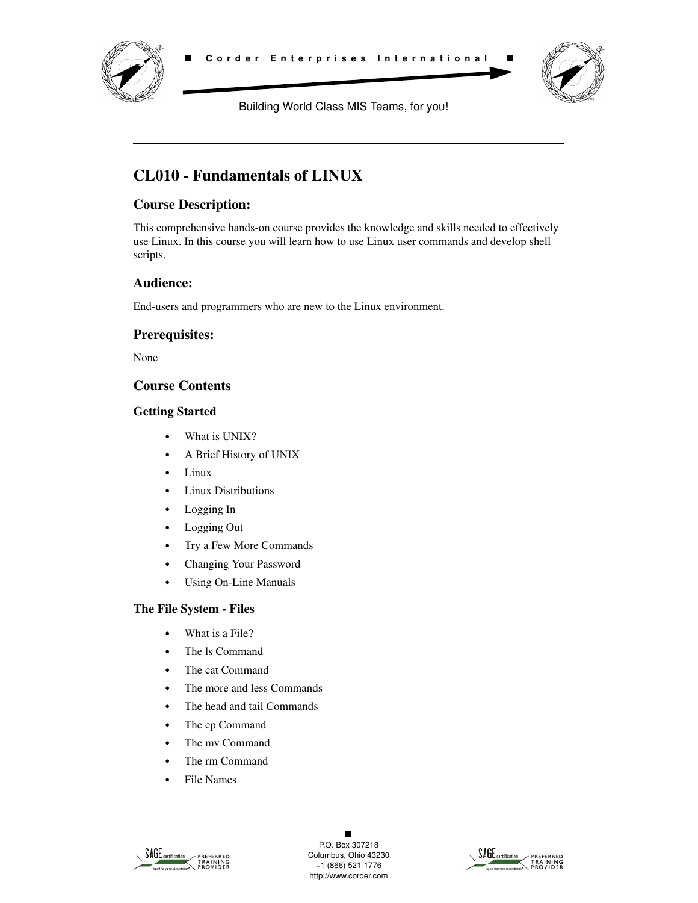# CL010 - Fundamentals of LINUX

## Course Description:

This comprehensive hands-on course provides the knowledge and skills needed to effectively use Linux. In this course you will learn how to use Linux user commands and develop shell scripts.

## Audience:

End-users and programmers who are new to the Linux environment.

## Prerequisites:

None

## Course Contents

### Getting Started

- What is UNIX?
- A Brief History of UNIX
- Linux
- Linux Distributions
- Logging In
- Logging Out
- Try a Few More Commands
- Changing Your Password
- Using On-Line Manuals

### The File System - Files

- What is a File?
- The ls Command
- The cat Command
- The more and less Commands
- The head and tail Commands
- The cp Command
- The mv Command
- The rm Command
- File Names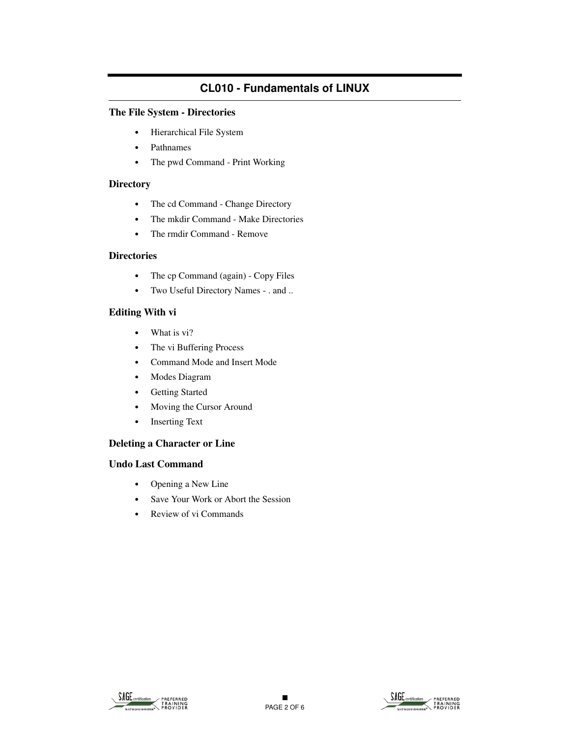## CL010 - Fundamentals of LINUX

### The File System - Directories

- Hierarchical File System
- Pathnames
- The pwd Command - Print Working

### Directory

- The cd Command - Change Directory
- The mkdir Command - Make Directories
- The rmdir Command - Remove

### Directories

- The cp Command (again) - Copy Files
- Two Useful Directory Names - . and ..

### Editing With vi

- What is vi?
- The vi Buffering Process
- Command Mode and Insert Mode
- Modes Diagram
- Getting Started
- Moving the Cursor Around
- Inserting Text

### Deleting a Character or Line

### Undo Last Command

- Opening a New Line
- Save Your Work or Abort the Session
- Review of vi Commands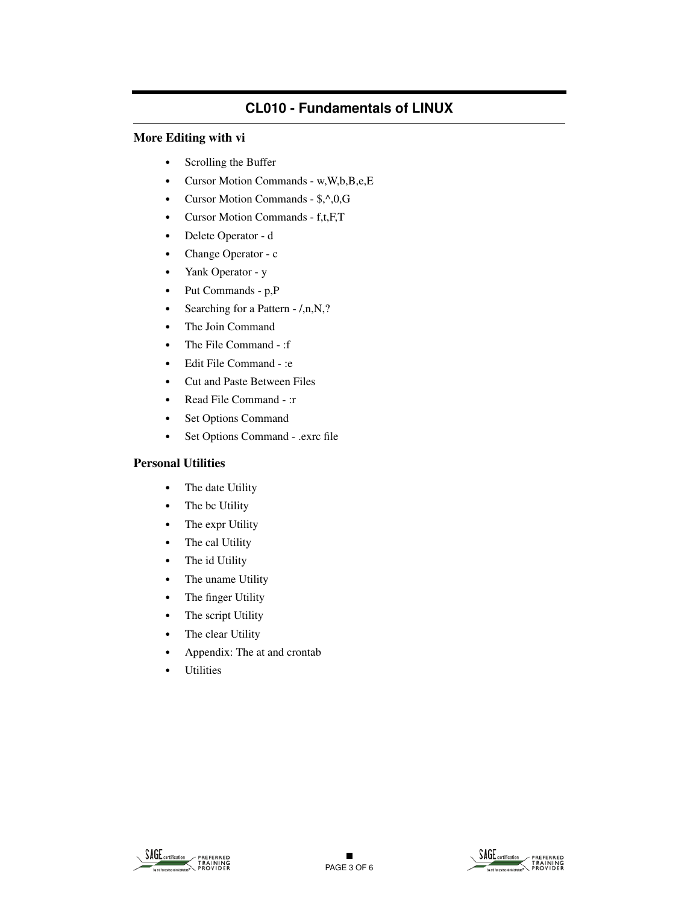# CL010 - Fundamentals of LINUX

## More Editing with vi

- Scrolling the Buffer
- Cursor Motion Commands - w,W,b,B,e,E
- Cursor Motion Commands - $,^,0,G
- Cursor Motion Commands - f,t,F,T
- Delete Operator - d
- Change Operator - c
- Yank Operator - y
- Put Commands - p,P
- Searching for a Pattern - /,n,N,?
- The Join Command
- The File Command - :f
- Edit File Command - :e
- Cut and Paste Between Files
- Read File Command - :r
- Set Options Command
- Set Options Command - .exrc file

## Personal Utilities

- The date Utility
- The bc Utility
- The expr Utility
- The cal Utility
- The id Utility
- The uname Utility
- The finger Utility
- The script Utility
- The clear Utility
- Appendix: The at and crontab
- Utilities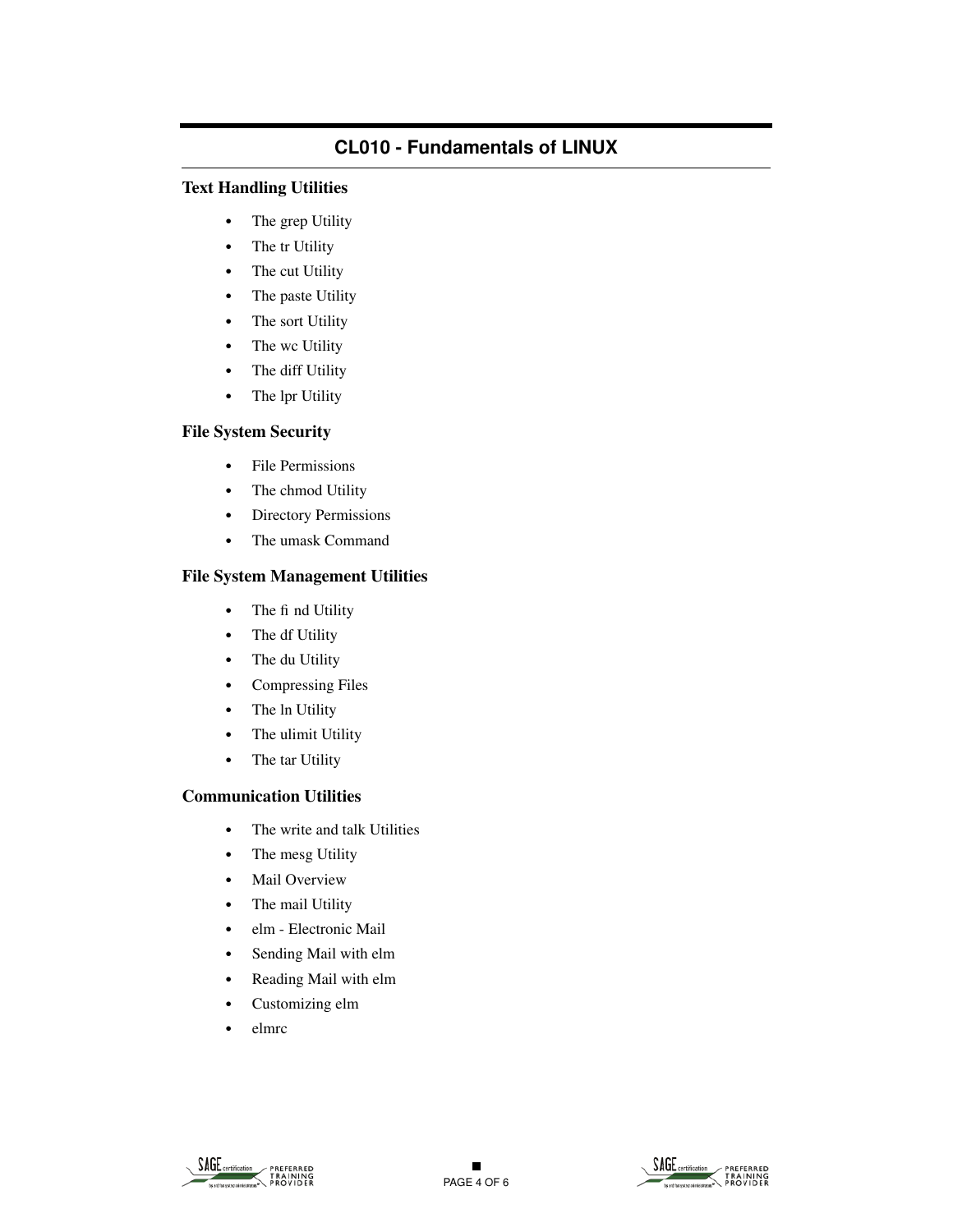## CL010 - Fundamentals of LINUX

### Text Handling Utilities

- The grep Utility
- The tr Utility
- The cut Utility
- The paste Utility
- The sort Utility
- The wc Utility
- The diff Utility
- The lpr Utility

### File System Security

- File Permissions
- The chmod Utility
- Directory Permissions
- The umask Command

### File System Management Utilities

- The find Utility
- The df Utility
- The du Utility
- Compressing Files
- The ln Utility
- The ulimit Utility
- The tar Utility

### Communication Utilities

- The write and talk Utilities
- The mesg Utility
- Mail Overview
- The mail Utility
- elm - Electronic Mail
- Sending Mail with elm
- Reading Mail with elm
- Customizing elm
- elmrc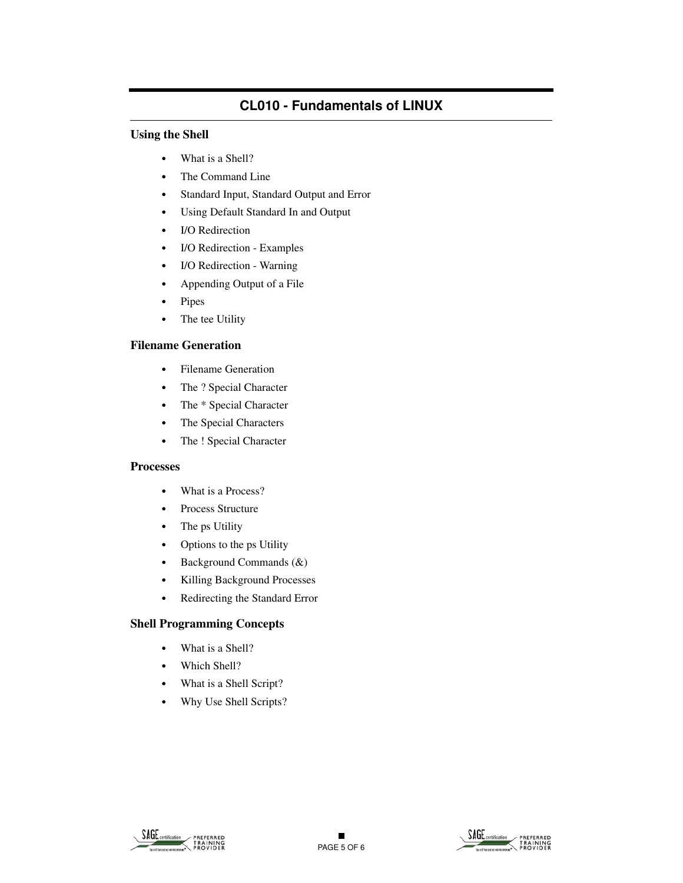## CL010 - Fundamentals of LINUX

### Using the Shell

- What is a Shell?
- The Command Line
- Standard Input, Standard Output and Error
- Using Default Standard In and Output
- I/O Redirection
- I/O Redirection - Examples
- I/O Redirection - Warning
- Appending Output of a File
- Pipes
- The tee Utility

### Filename Generation

- Filename Generation
- The ? Special Character
- The * Special Character
- The Special Characters
- The ! Special Character

### Processes

- What is a Process?
- Process Structure
- The ps Utility
- Options to the ps Utility
- Background Commands (&)
- Killing Background Processes
- Redirecting the Standard Error

### Shell Programming Concepts

- What is a Shell?
- Which Shell?
- What is a Shell Script?
- Why Use Shell Scripts?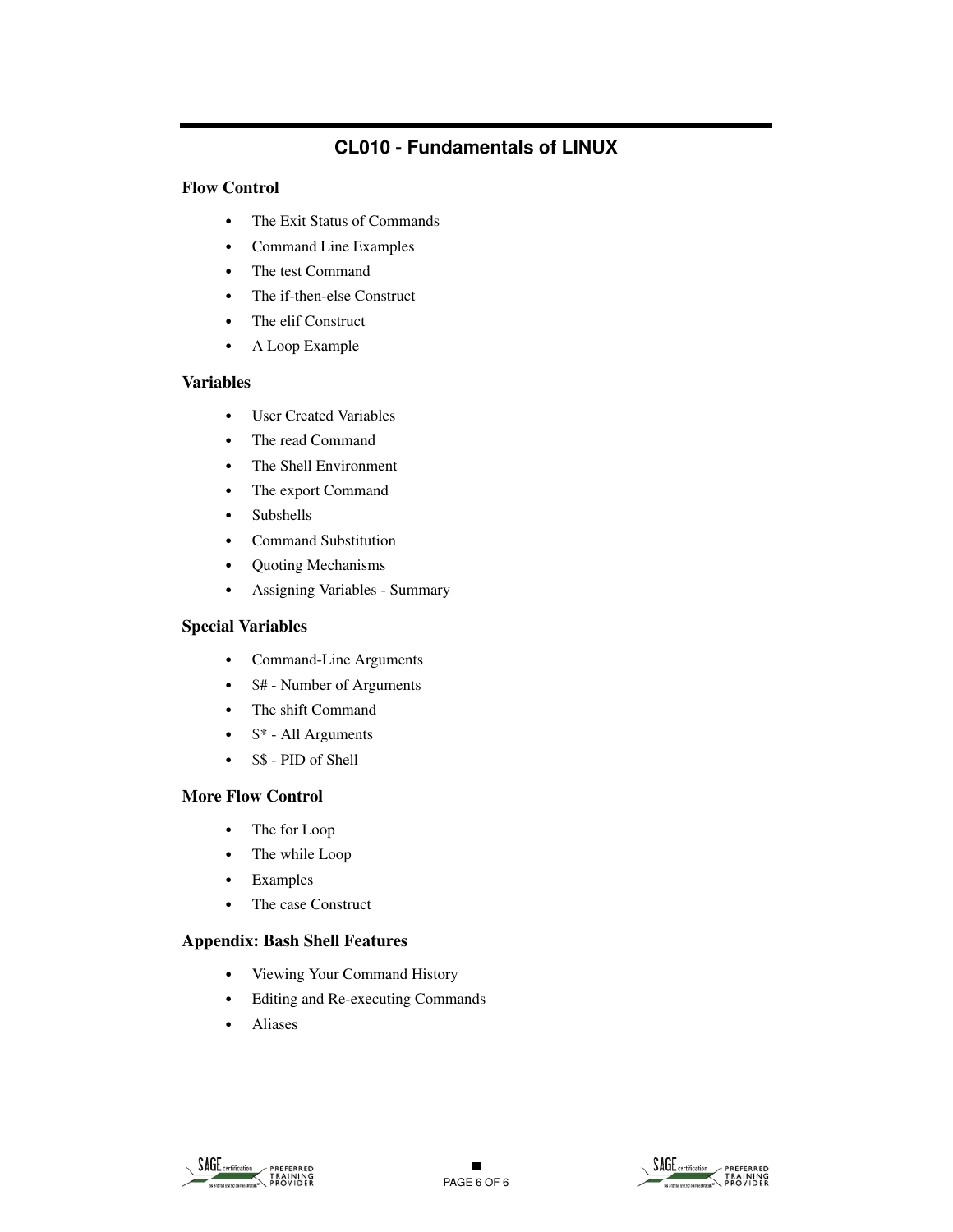## CL010 - Fundamentals of LINUX

### Flow Control

- The Exit Status of Commands
- Command Line Examples
- The test Command
- The if-then-else Construct
- The elif Construct
- A Loop Example

### Variables

- User Created Variables
- The read Command
- The Shell Environment
- The export Command
- Subshells
- Command Substitution
- Quoting Mechanisms
- Assigning Variables - Summary

### Special Variables

- Command-Line Arguments
- $# - Number of Arguments
- The shift Command
- $* - All Arguments
- $$ - PID of Shell

### More Flow Control

- The for Loop
- The while Loop
- Examples
- The case Construct

### Appendix: Bash Shell Features

- Viewing Your Command History
- Editing and Re-executing Commands
- Aliases